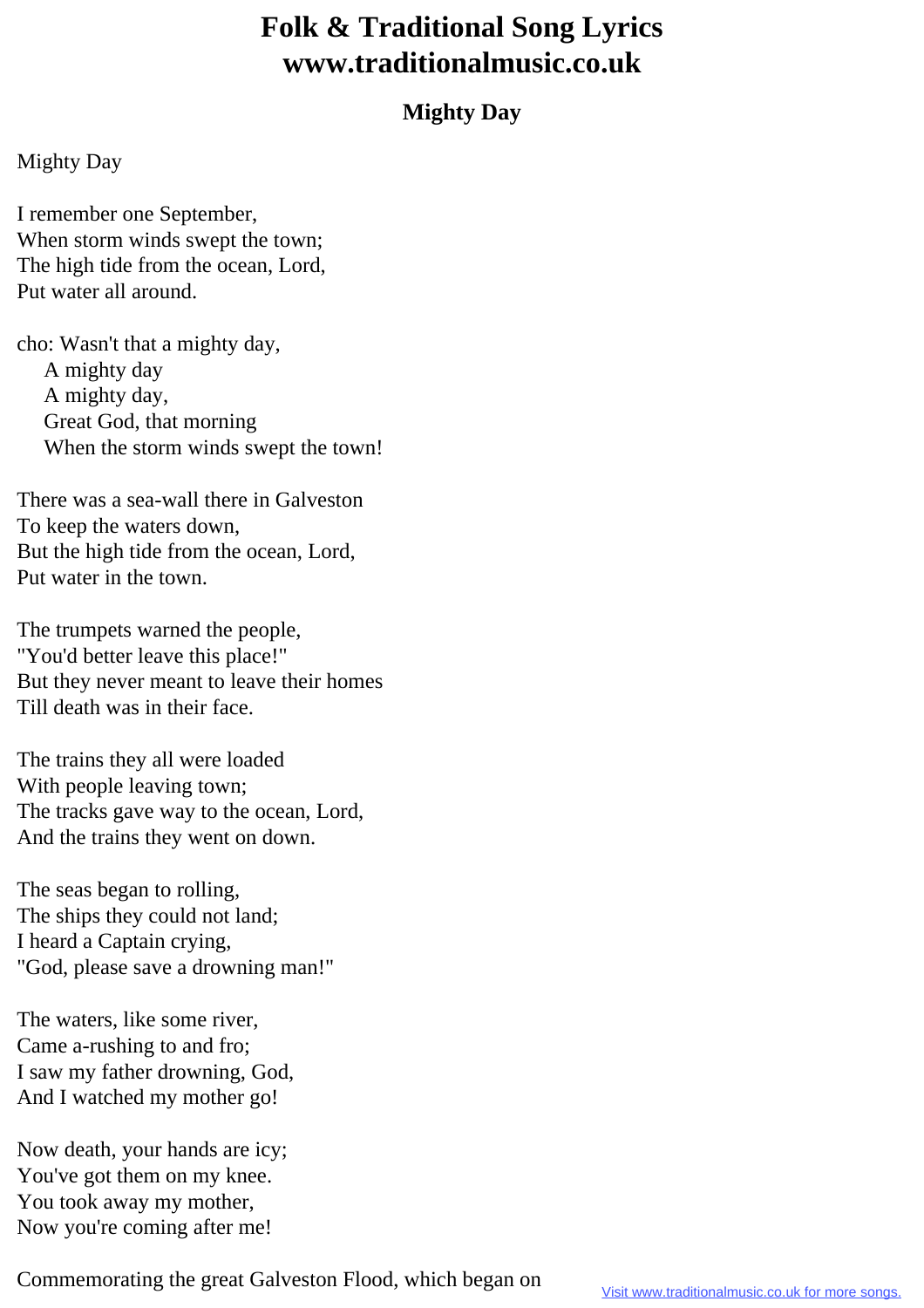# Folk & Traditional Song Lyrics
# www.traditionalmusic.co.uk

### Mighty Day

Mighty Day

I remember one September,  
When storm winds swept the town;  
The high tide from the ocean, Lord,  
Put water all around.

cho: Wasn't that a mighty day,  
A mighty day  
A mighty day,  
Great God, that morning  
When the storm winds swept the town!

There was a sea-wall there in Galveston  
To keep the waters down,  
But the high tide from the ocean, Lord,  
Put water in the town.

The trumpets warned the people,  
"You'd better leave this place!"  
But they never meant to leave their homes  
Till death was in their face.

The trains they all were loaded  
With people leaving town;  
The tracks gave way to the ocean, Lord,  
And the trains they went on down.

The seas began to rolling,  
The ships they could not land;  
I heard a Captain crying,  
"God, please save a drowning man!"

The waters, like some river,  
Came a-rushing to and fro;  
I saw my father drowning, God,  
And I watched my mother go!

Now death, your hands are icy;  
You've got them on my knee.  
You took away my mother,  
Now you're coming after me!

Commemorating the great Galveston Flood, which began on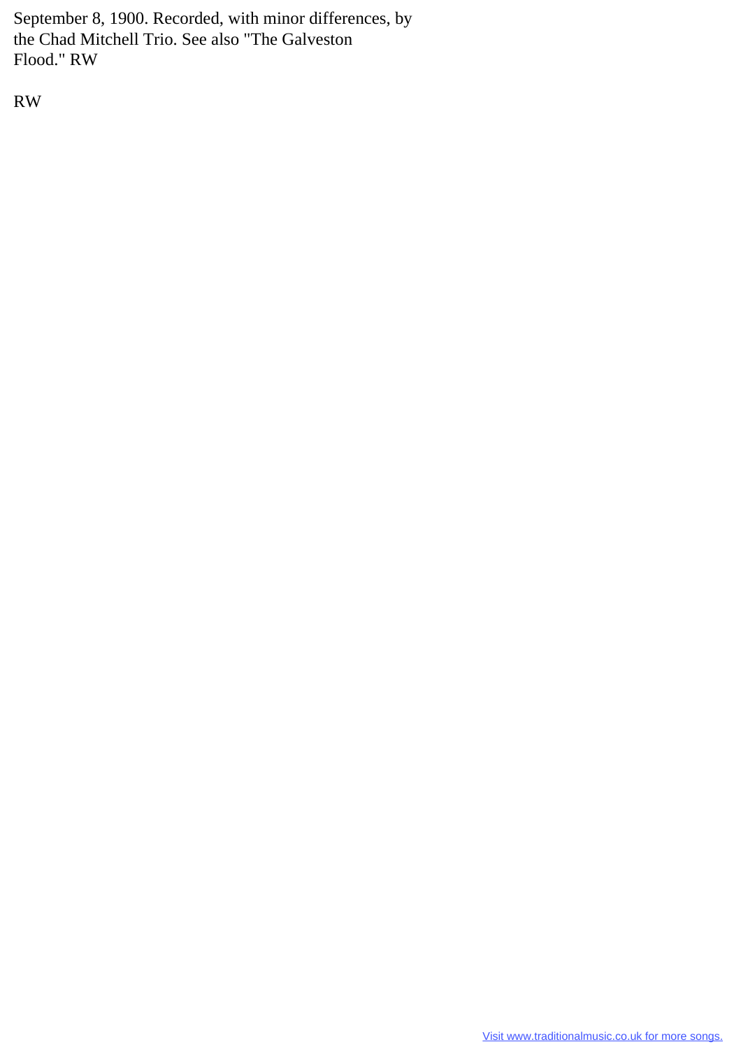September 8, 1900. Recorded, with minor differences, by the Chad Mitchell Trio. See also "The Galveston Flood." RW

RW